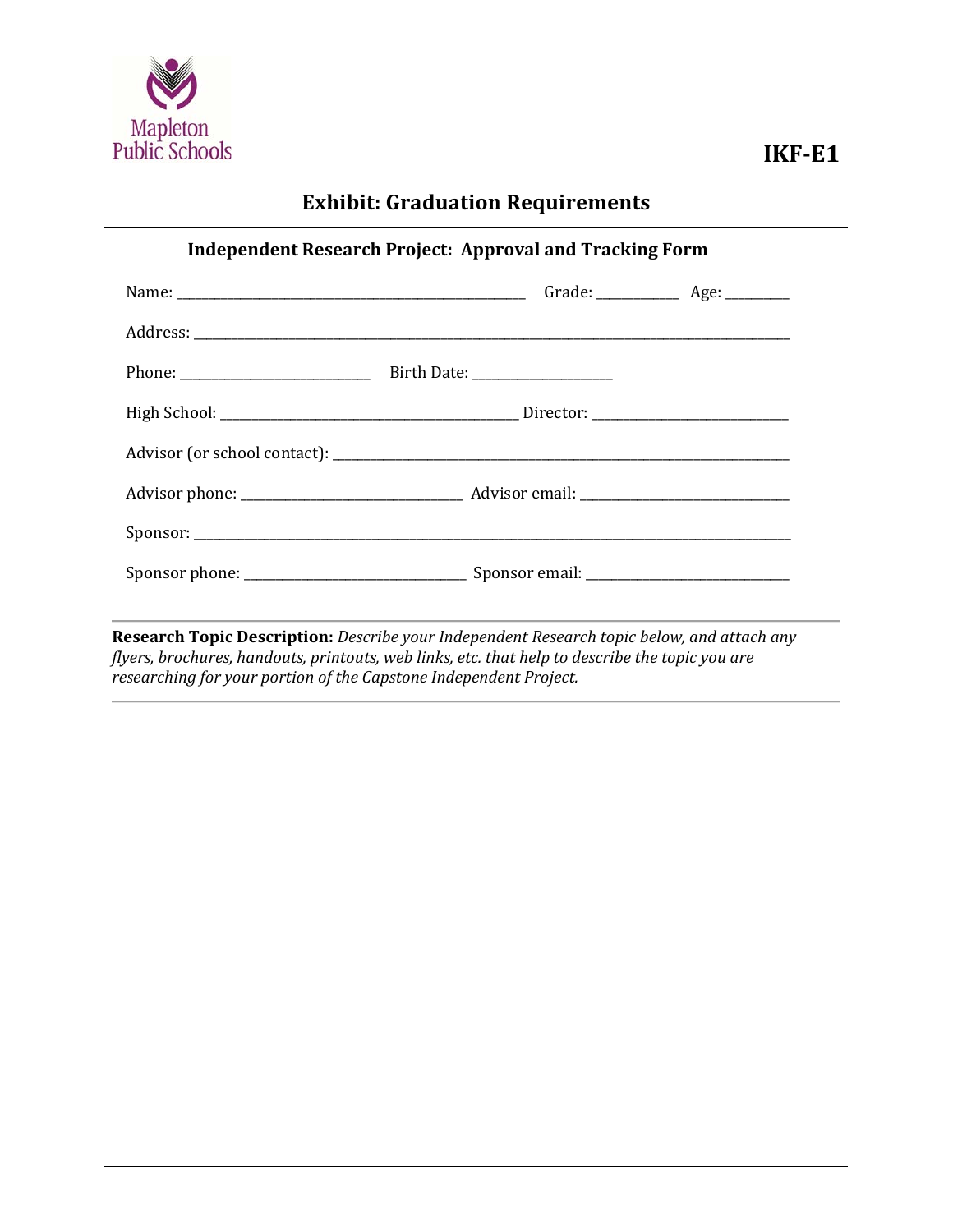Mapleton Public Schools

**IKF-E1**

## Exhibit: Graduation Requirements

### Independent Research Project: Approval and Tracking Form

Name: ______________________________ Grade: __________ Age: ________

Address: ____________________________________________________________

Phone: ____________________ Birth Date: __________________

High School: ______________________________ Director: ______________________

Advisor (or school contact): _____________________________________________

Advisor phone: ________________________ Advisor email: _____________________

Sponsor: ____________________________________________________________

Sponsor phone: ________________________ Sponsor email: _____________________

---

**Research Topic Description:** *Describe your Independent Research topic below, and attach any flyers, brochures, handouts, printouts, web links, etc. that help to describe the topic you are researching for your portion of the Capstone Independent Project.*

---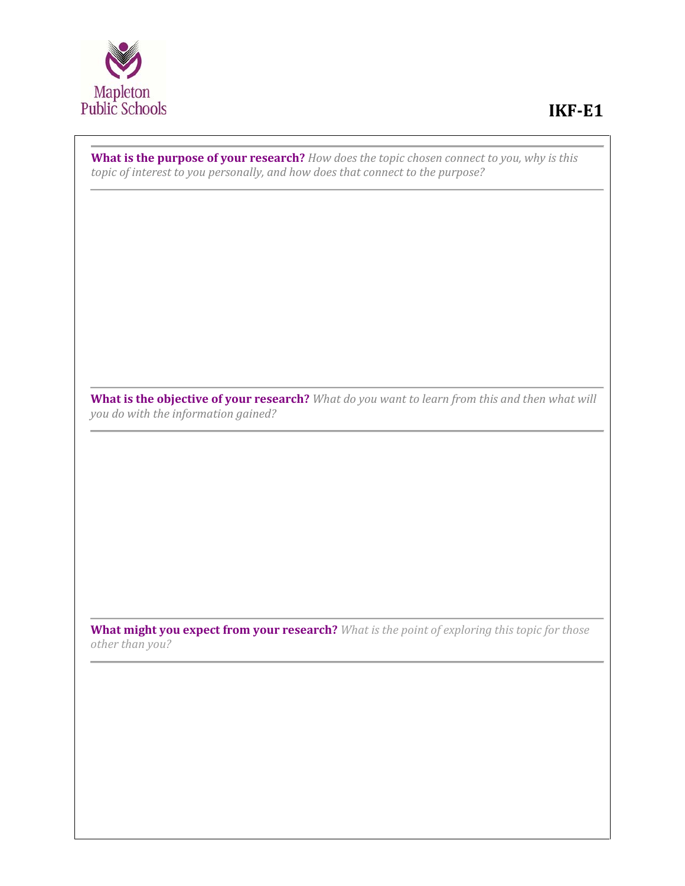**What is the purpose of your research?** *How does the topic chosen connect to you, why is this topic of interest to you personally, and how does that connect to the purpose?*

**What is the objective of your research?** *What do you want to learn from this and then what will you do with the information gained?*

**What might you expect from your research?** *What is the point of exploring this topic for those other than you?*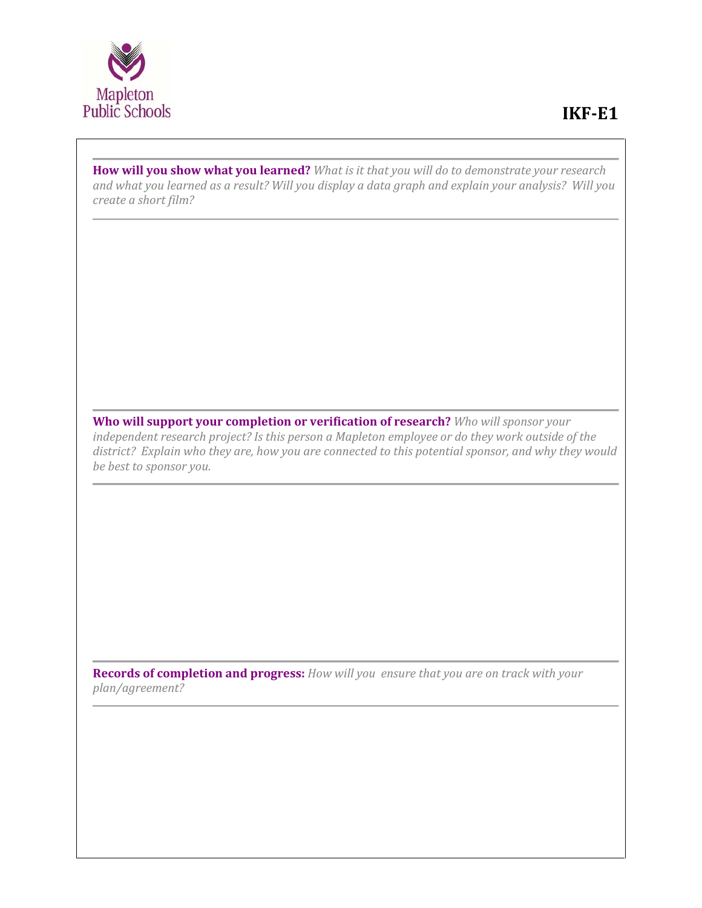**How will you show what you learned?** *What is it that you will do to demonstrate your research and what you learned as a result? Will you display a data graph and explain your analysis? Will you create a short film?*

---

**Who will support your completion or verification of research?** *Who will sponsor your independent research project? Is this person a Mapleton employee or do they work outside of the district? Explain who they are, how you are connected to this potential sponsor, and why they would be best to sponsor you.*

---

**Records of completion and progress:** *How will you ensure that you are on track with your plan/agreement?*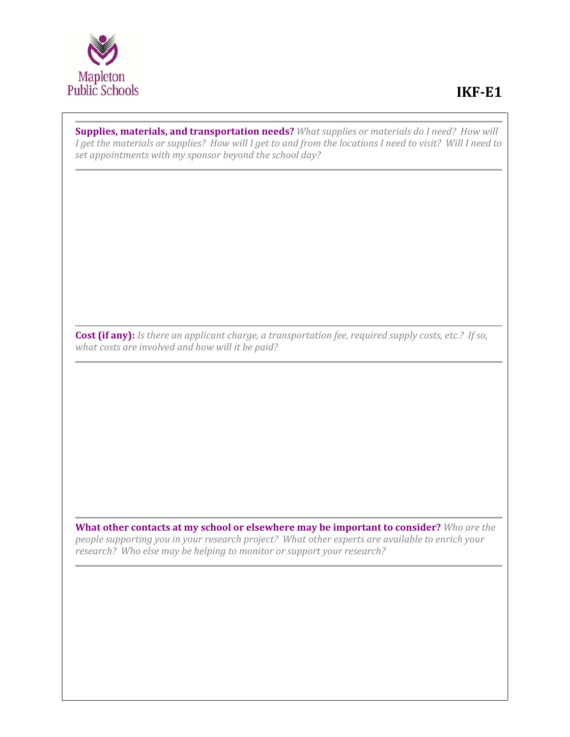**Supplies, materials, and transportation needs?** *What supplies or materials do I need? How will I get the materials or supplies? How will I get to and from the locations I need to visit? Will I need to set appointments with my sponsor beyond the school day?*

---

**Cost (if any):** *Is there an applicant charge, a transportation fee, required supply costs, etc.? If so, what costs are involved and how will it be paid?*

---

**What other contacts at my school or elsewhere may be important to consider?** *Who are the people supporting you in your research project? What other experts are available to enrich your research? Who else may be helping to monitor or support your research?*

---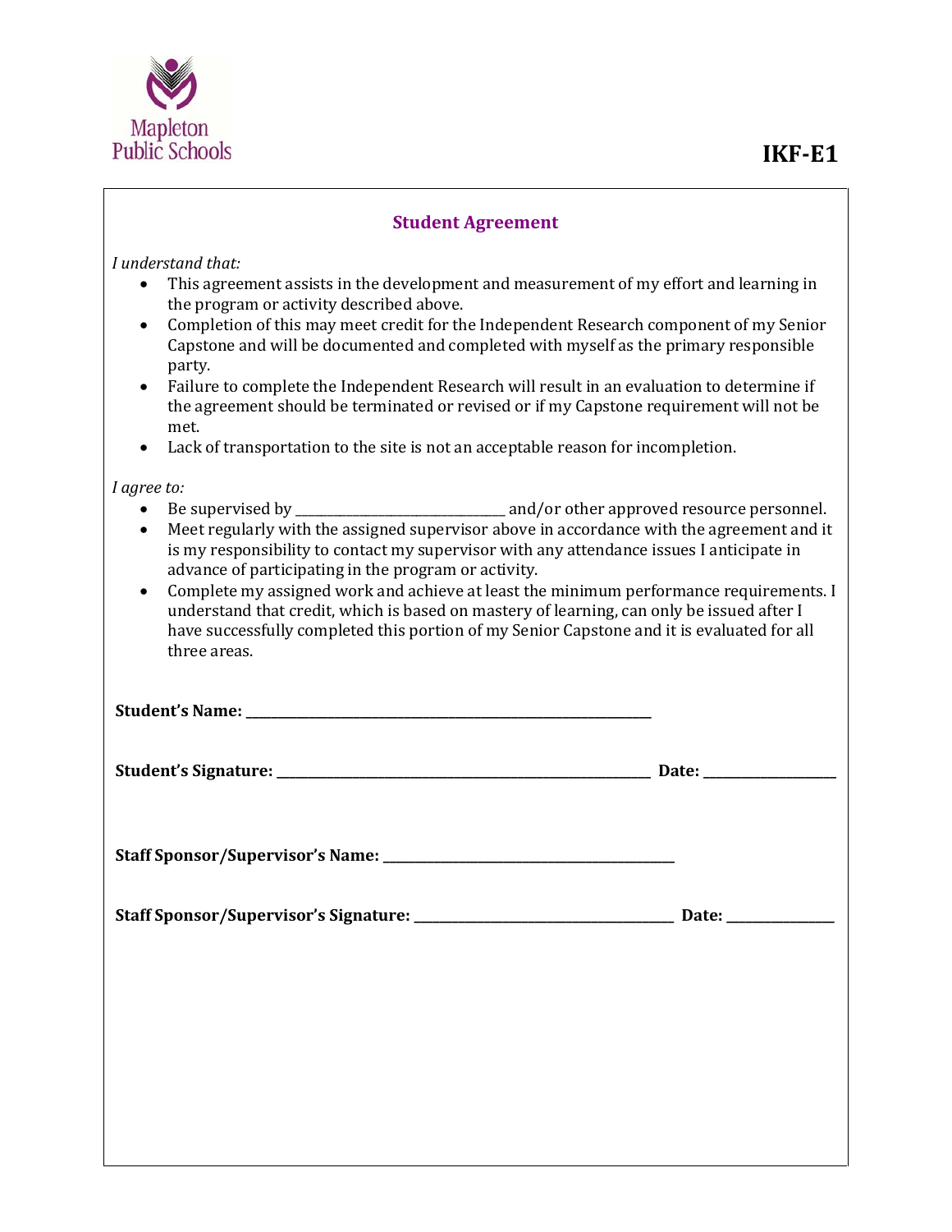Mapleton Public Schools

**IKF-E1**

## Student Agreement

*I understand that:*

- This agreement assists in the development and measurement of my effort and learning in the program or activity described above.
- Completion of this may meet credit for the Independent Research component of my Senior Capstone and will be documented and completed with myself as the primary responsible party.
- Failure to complete the Independent Research will result in an evaluation to determine if the agreement should be terminated or revised or if my Capstone requirement will not be met.
- Lack of transportation to the site is not an acceptable reason for incompletion.

*I agree to:*

- Be supervised by _____________________________ and/or other approved resource personnel.
- Meet regularly with the assigned supervisor above in accordance with the agreement and it is my responsibility to contact my supervisor with any attendance issues I anticipate in advance of participating in the program or activity.
- Complete my assigned work and achieve at least the minimum performance requirements. I understand that credit, which is based on mastery of learning, can only be issued after I have successfully completed this portion of my Senior Capstone and it is evaluated for all three areas.

**Student's Name: ____________________________________________**

**Student's Signature: ____________________________________________ Date: ______________**

**Staff Sponsor/Supervisor's Name: ________________________________**

**Staff Sponsor/Supervisor's Signature: ____________________________ Date: ____________**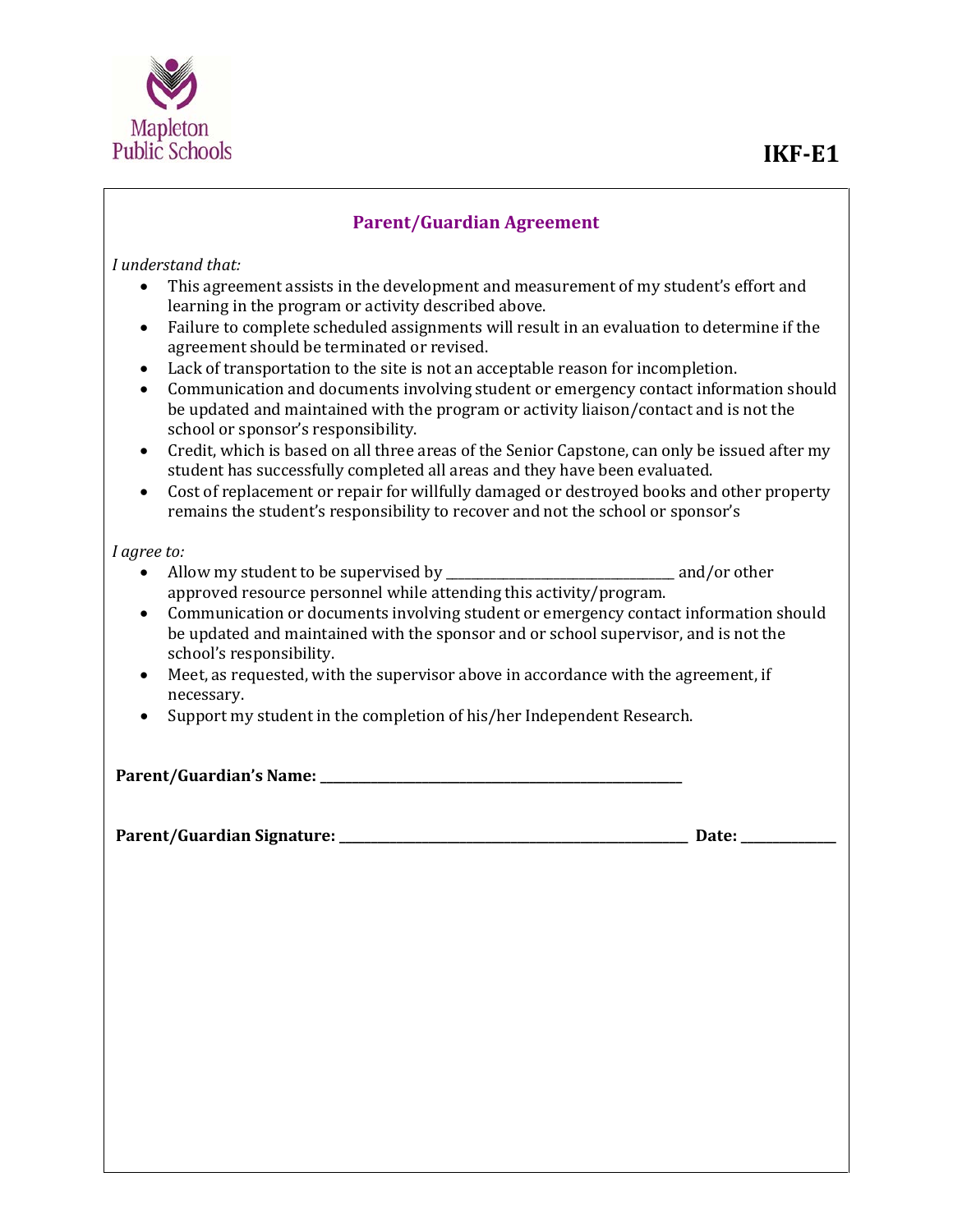Mapleton Public Schools

**IKF-E1**

## Parent/Guardian Agreement

*I understand that:*

- This agreement assists in the development and measurement of my student's effort and learning in the program or activity described above.
- Failure to complete scheduled assignments will result in an evaluation to determine if the agreement should be terminated or revised.
- Lack of transportation to the site is not an acceptable reason for incompletion.
- Communication and documents involving student or emergency contact information should be updated and maintained with the program or activity liaison/contact and is not the school or sponsor's responsibility.
- Credit, which is based on all three areas of the Senior Capstone, can only be issued after my student has successfully completed all areas and they have been evaluated.
- Cost of replacement or repair for willfully damaged or destroyed books and other property remains the student's responsibility to recover and not the school or sponsor's

*I agree to:*

- Allow my student to be supervised by ________________________________ and/or other approved resource personnel while attending this activity/program.
- Communication or documents involving student or emergency contact information should be updated and maintained with the sponsor and or school supervisor, and is not the school's responsibility.
- Meet, as requested, with the supervisor above in accordance with the agreement, if necessary.
- Support my student in the completion of his/her Independent Research.

**Parent/Guardian's Name:** ______________________________________________________

**Parent/Guardian Signature:** ____________________________________________________ **Date:** ______________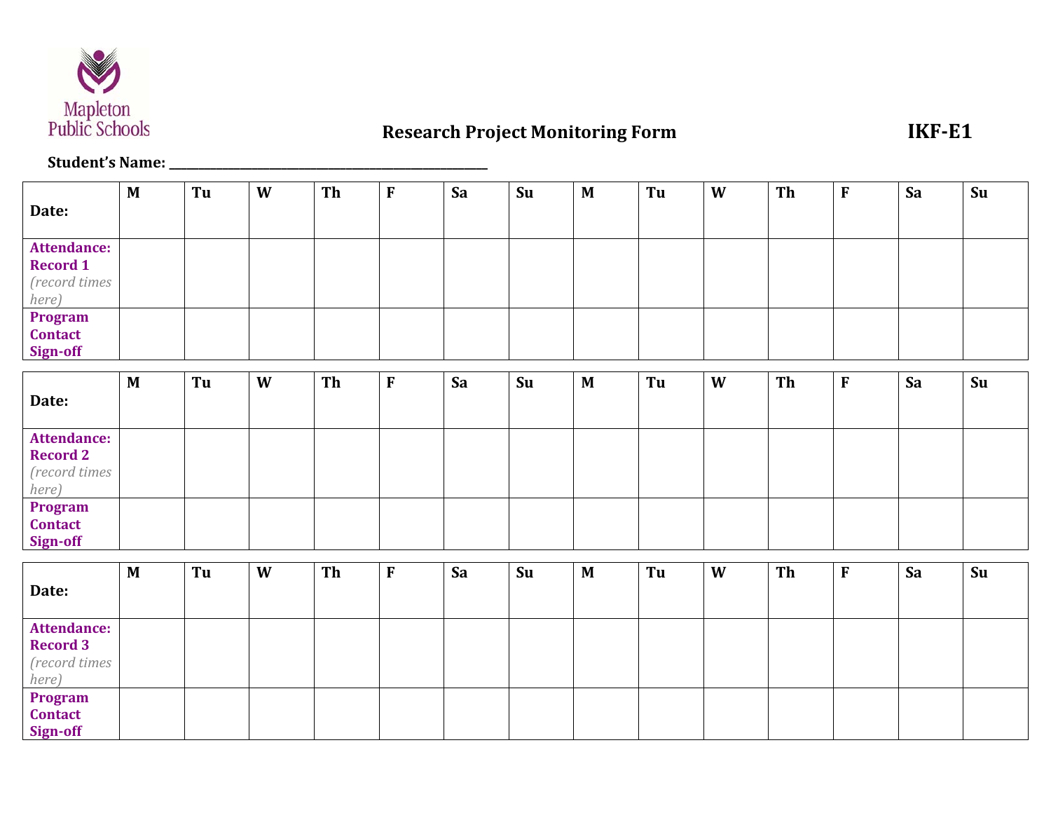Mapleton Public Schools

# Research Project Monitoring Form

**IKF-E1**

**Student's Name: ________________________________________**

| **Date:** | **M** | **Tu** | **W** | **Th** | **F** | **Sa** | **Su** | **M** | **Tu** | **W** | **Th** | **F** | **Sa** | **Su** |
|---|---|---|---|---|---|---|---|---|---|---|---|---|---|---|
| **Attendance: Record 1** *(record times here)* | | | | | | | | | | | | | | |
| **Program Contact Sign-off** | | | | | | | | | | | | | | |

| **Date:** | **M** | **Tu** | **W** | **Th** | **F** | **Sa** | **Su** | **M** | **Tu** | **W** | **Th** | **F** | **Sa** | **Su** |
|---|---|---|---|---|---|---|---|---|---|---|---|---|---|---|
| **Attendance: Record 2** *(record times here)* | | | | | | | | | | | | | | |
| **Program Contact Sign-off** | | | | | | | | | | | | | | |

| **Date:** | **M** | **Tu** | **W** | **Th** | **F** | **Sa** | **Su** | **M** | **Tu** | **W** | **Th** | **F** | **Sa** | **Su** |
|---|---|---|---|---|---|---|---|---|---|---|---|---|---|---|
| **Attendance: Record 3** *(record times here)* | | | | | | | | | | | | | | |
| **Program Contact Sign-off** | | | | | | | | | | | | | | |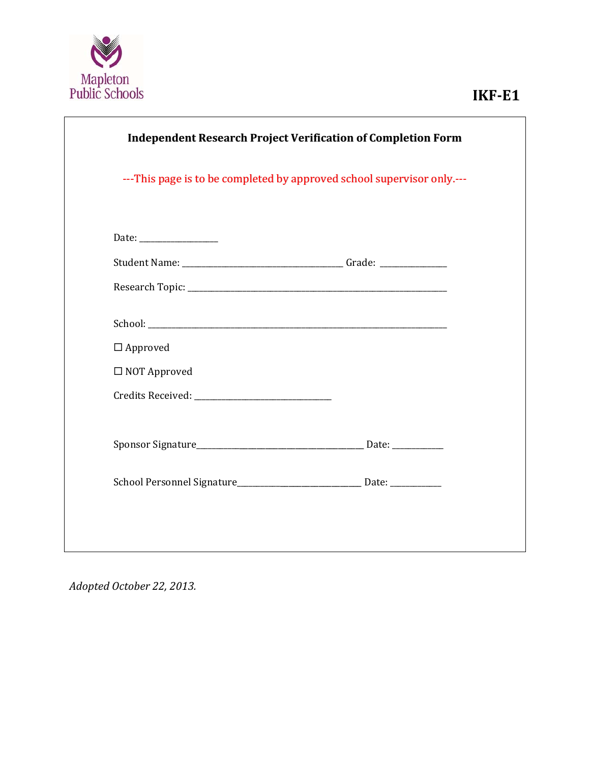Mapleton Public Schools

**IKF-E1**

## Independent Research Project Verification of Completion Form

---This page is to be completed by approved school supervisor only.---

Date: ________________

Student Name: ____________________________________ Grade: _______________

Research Topic: __________________________________________________________

School: __________________________________________________________________

☐ Approved

☐ NOT Approved

Credits Received: ______________________________

Sponsor Signature_____________________________________ Date: ___________

School Personnel Signature___________________________ Date: ___________

*Adopted October 22, 2013.*